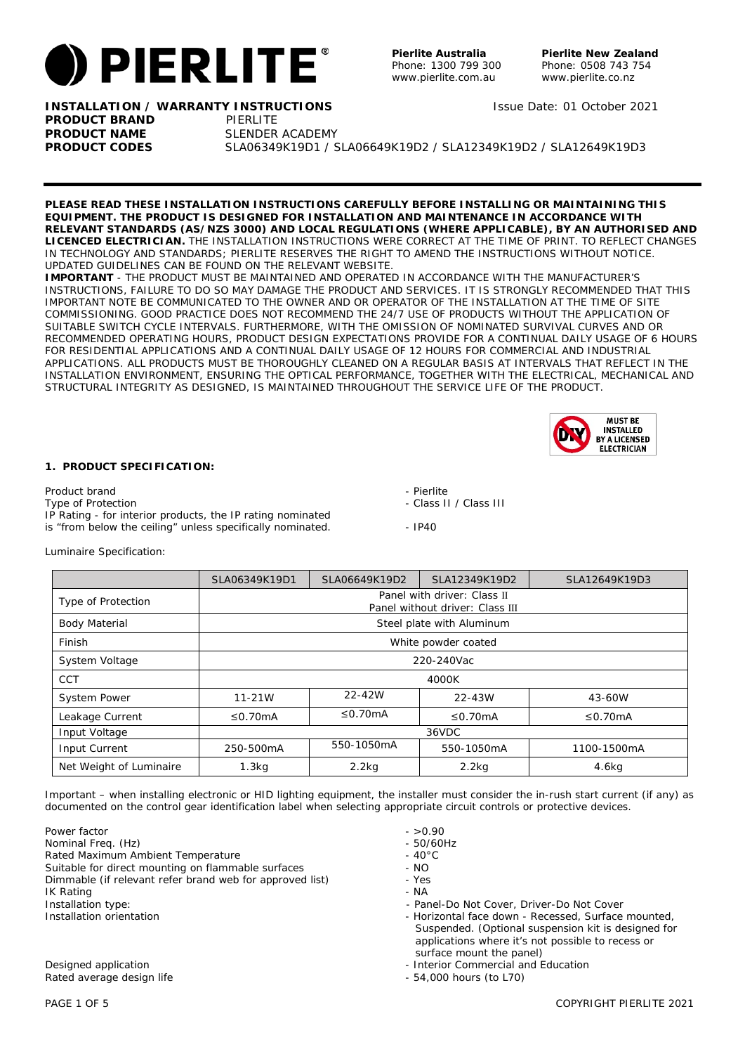**PIERLITE**®

**Pierlite Australia**
Phone: 1300 799 300
www.pierlite.com.au

**Pierlite New Zealand**
Phone: 0508 743 754
www.pierlite.co.nz

**INSTALLATION / WARRANTY INSTRUCTIONS** Issue Date: 01 October 2021

**PRODUCT BRAND** PIERLITE
**PRODUCT NAME** SLENDER ACADEMY
**PRODUCT CODES** SLA06349K19D1 / SLA06649K19D2 / SLA12349K19D2 / SLA12649K19D3

---

**PLEASE READ THESE INSTALLATION INSTRUCTIONS CAREFULLY BEFORE INSTALLING OR MAINTAINING THIS EQUIPMENT. THE PRODUCT IS DESIGNED FOR INSTALLATION AND MAINTENANCE IN ACCORDANCE WITH RELEVANT STANDARDS (AS/NZS 3000) AND LOCAL REGULATIONS (WHERE APPLICABLE), BY AN AUTHORISED AND LICENCED ELECTRICIAN.** THE INSTALLATION INSTRUCTIONS WERE CORRECT AT THE TIME OF PRINT. TO REFLECT CHANGES IN TECHNOLOGY AND STANDARDS; PIERLITE RESERVES THE RIGHT TO AMEND THE INSTRUCTIONS WITHOUT NOTICE. UPDATED GUIDELINES CAN BE FOUND ON THE RELEVANT WEBSITE.

**IMPORTANT** - THE PRODUCT MUST BE MAINTAINED AND OPERATED IN ACCORDANCE WITH THE MANUFACTURER'S INSTRUCTIONS, FAILURE TO DO SO MAY DAMAGE THE PRODUCT AND SERVICES. IT IS STRONGLY RECOMMENDED THAT THIS IMPORTANT NOTE BE COMMUNICATED TO THE OWNER AND OR OPERATOR OF THE INSTALLATION AT THE TIME OF SITE COMMISSIONING. GOOD PRACTICE DOES NOT RECOMMEND THE 24/7 USE OF PRODUCTS WITHOUT THE APPLICATION OF SUITABLE SWITCH CYCLE INTERVALS. FURTHERMORE, WITH THE OMISSION OF NOMINATED SURVIVAL CURVES AND OR RECOMMENDED OPERATING HOURS, PRODUCT DESIGN EXPECTATIONS PROVIDE FOR A CONTINUAL DAILY USAGE OF 6 HOURS FOR RESIDENTIAL APPLICATIONS AND A CONTINUAL DAILY USAGE OF 12 HOURS FOR COMMERCIAL AND INDUSTRIAL APPLICATIONS. ALL PRODUCTS MUST BE THOROUGHLY CLEANED ON A REGULAR BASIS AT INTERVALS THAT REFLECT IN THE INSTALLATION ENVIRONMENT, ENSURING THE OPTICAL PERFORMANCE, TOGETHER WITH THE ELECTRICAL, MECHANICAL AND STRUCTURAL INTEGRITY AS DESIGNED, IS MAINTAINED THROUGHOUT THE SERVICE LIFE OF THE PRODUCT.

**MUST BE INSTALLED BY A LICENSED ELECTRICIAN**

### 1. PRODUCT SPECIFICATION:

Product brand - Pierlite
Type of Protection - Class II / Class III
IP Rating - for interior products, the IP rating nominated is "from below the ceiling" unless specifically nominated. - IP40

Luminaire Specification:

| | SLA06349K19D1 | SLA06649K19D2 | SLA12349K19D2 | SLA12649K19D3 |
|---|---|---|---|---|
| Type of Protection | Panel with driver: Class II<br>Panel without driver: Class III | | | |
| Body Material | Steel plate with Aluminum | | | |
| Finish | White powder coated | | | |
| System Voltage | 220-240Vac | | | |
| CCT | 4000K | | | |
| System Power | 11-21W | 22-42W | 22-43W | 43-60W |
| Leakage Current | ≤0.70mA | ≤0.70mA | ≤0.70mA | ≤0.70mA |
| Input Voltage | 36VDC | | | |
| Input Current | 250-500mA | 550-1050mA | 550-1050mA | 1100-1500mA |
| Net Weight of Luminaire | 1.3kg | 2.2kg | 2.2kg | 4.6kg |

Important – when installing electronic or HID lighting equipment, the installer must consider the in-rush start current (if any) as documented on the control gear identification label when selecting appropriate circuit controls or protective devices.

Power factor - >0.90
Nominal Freq. (Hz) - 50/60Hz
Rated Maximum Ambient Temperature - 40°C
Suitable for direct mounting on flammable surfaces - NO
Dimmable (if relevant refer brand web for approved list) - Yes
IK Rating - NA
Installation type: - Panel-Do Not Cover, Driver-Do Not Cover
Installation orientation - Horizontal face down - Recessed, Surface mounted, Suspended. (Optional suspension kit is designed for applications where it's not possible to recess or surface mount the panel)
Designed application - Interior Commercial and Education
Rated average design life - 54,000 hours (to L70)

COPYRIGHT PIERLITE 2021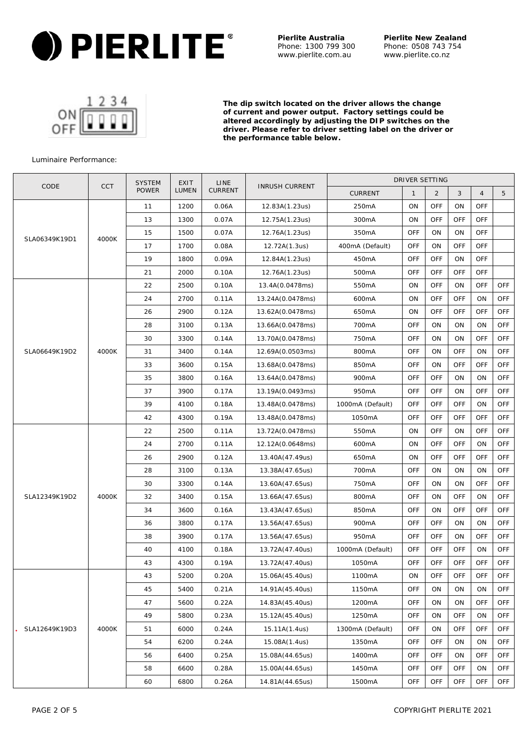The dip switch located on the driver allows the change of current and power output. Factory settings could be altered accordingly by adjusting the DIP switches on the driver. Please refer to driver setting label on the driver or the performance table below.

Luminaire Performance:

| CODE | CCT | SYSTEM POWER | EXIT LUMEN | LINE CURRENT | INRUSH CURRENT | DRIVER SETTING | | | | | |
|---|---|---|---|---|---|---|---|---|---|---|---|
| | | | | | | CURRENT | 1 | 2 | 3 | 4 | 5 |
| SLA06349K19D1 | 4000K | 11 | 1200 | 0.06A | 12.83A(1.23us) | 250mA | ON | OFF | ON | OFF | |
| | | 13 | 1300 | 0.07A | 12.75A(1.23us) | 300mA | ON | OFF | OFF | OFF | |
| | | 15 | 1500 | 0.07A | 12.76A(1.23us) | 350mA | OFF | ON | ON | OFF | |
| | | 17 | 1700 | 0.08A | 12.72A(1.3us) | 400mA (Default) | OFF | ON | OFF | OFF | |
| | | 19 | 1800 | 0.09A | 12.84A(1.23us) | 450mA | OFF | OFF | ON | OFF | |
| | | 21 | 2000 | 0.10A | 12.76A(1.23us) | 500mA | OFF | OFF | OFF | OFF | |
| SLA06649K19D2 | 4000K | 22 | 2500 | 0.10A | 13.4A(0.0478ms) | 550mA | ON | OFF | ON | OFF | OFF |
| | | 24 | 2700 | 0.11A | 13.24A(0.0478ms) | 600mA | ON | OFF | OFF | ON | OFF |
| | | 26 | 2900 | 0.12A | 13.62A(0.0478ms) | 650mA | ON | OFF | OFF | OFF | OFF |
| | | 28 | 3100 | 0.13A | 13.66A(0.0478ms) | 700mA | OFF | ON | ON | ON | OFF |
| | | 30 | 3300 | 0.14A | 13.70A(0.0478ms) | 750mA | OFF | ON | ON | OFF | OFF |
| | | 31 | 3400 | 0.14A | 12.69A(0.0503ms) | 800mA | OFF | ON | OFF | ON | OFF |
| | | 33 | 3600 | 0.15A | 13.68A(0.0478ms) | 850mA | OFF | ON | OFF | OFF | OFF |
| | | 35 | 3800 | 0.16A | 13.64A(0.0478ms) | 900mA | OFF | OFF | ON | ON | OFF |
| | | 37 | 3900 | 0.17A | 13.19A(0.0493ms) | 950mA | OFF | OFF | ON | OFF | OFF |
| | | 39 | 4100 | 0.18A | 13.48A(0.0478ms) | 1000mA (Default) | OFF | OFF | OFF | ON | OFF |
| | | 42 | 4300 | 0.19A | 13.48A(0.0478ms) | 1050mA | OFF | OFF | OFF | OFF | OFF |
| SLA12349K19D2 | 4000K | 22 | 2500 | 0.11A | 13.72A(0.0478ms) | 550mA | ON | OFF | ON | OFF | OFF |
| | | 24 | 2700 | 0.11A | 12.12A(0.0648ms) | 600mA | ON | OFF | OFF | ON | OFF |
| | | 26 | 2900 | 0.12A | 13.40A(47.49us) | 650mA | ON | OFF | OFF | OFF | OFF |
| | | 28 | 3100 | 0.13A | 13.38A(47.65us) | 700mA | OFF | ON | ON | ON | OFF |
| | | 30 | 3300 | 0.14A | 13.60A(47.65us) | 750mA | OFF | ON | ON | OFF | OFF |
| | | 32 | 3400 | 0.15A | 13.66A(47.65us) | 800mA | OFF | ON | OFF | ON | OFF |
| | | 34 | 3600 | 0.16A | 13.43A(47.65us) | 850mA | OFF | ON | OFF | OFF | OFF |
| | | 36 | 3800 | 0.17A | 13.56A(47.65us) | 900mA | OFF | OFF | ON | ON | OFF |
| | | 38 | 3900 | 0.17A | 13.56A(47.65us) | 950mA | OFF | OFF | ON | OFF | OFF |
| | | 40 | 4100 | 0.18A | 13.72A(47.40us) | 1000mA (Default) | OFF | OFF | OFF | ON | OFF |
| | | 43 | 4300 | 0.19A | 13.72A(47.40us) | 1050mA | OFF | OFF | OFF | OFF | OFF |
| SLA12649K19D3 | 4000K | 43 | 5200 | 0.20A | 15.06A(45.40us) | 1100mA | ON | OFF | OFF | OFF | OFF |
| | | 45 | 5400 | 0.21A | 14.91A(45.40us) | 1150mA | OFF | ON | ON | ON | OFF |
| | | 47 | 5600 | 0.22A | 14.83A(45.40us) | 1200mA | OFF | ON | ON | OFF | OFF |
| | | 49 | 5800 | 0.23A | 15.12A(45.40us) | 1250mA | OFF | ON | OFF | ON | OFF |
| | | 51 | 6000 | 0.24A | 15.11A(1.4us) | 1300mA (Default) | OFF | ON | OFF | OFF | OFF |
| | | 54 | 6200 | 0.24A | 15.08A(1.4us) | 1350mA | OFF | OFF | ON | ON | OFF |
| | | 56 | 6400 | 0.25A | 15.08A(44.65us) | 1400mA | OFF | OFF | ON | OFF | OFF |
| | | 58 | 6600 | 0.28A | 15.00A(44.65us) | 1450mA | OFF | OFF | OFF | ON | OFF |
| | | 60 | 6800 | 0.26A | 14.81A(44.65us) | 1500mA | OFF | OFF | OFF | OFF | OFF |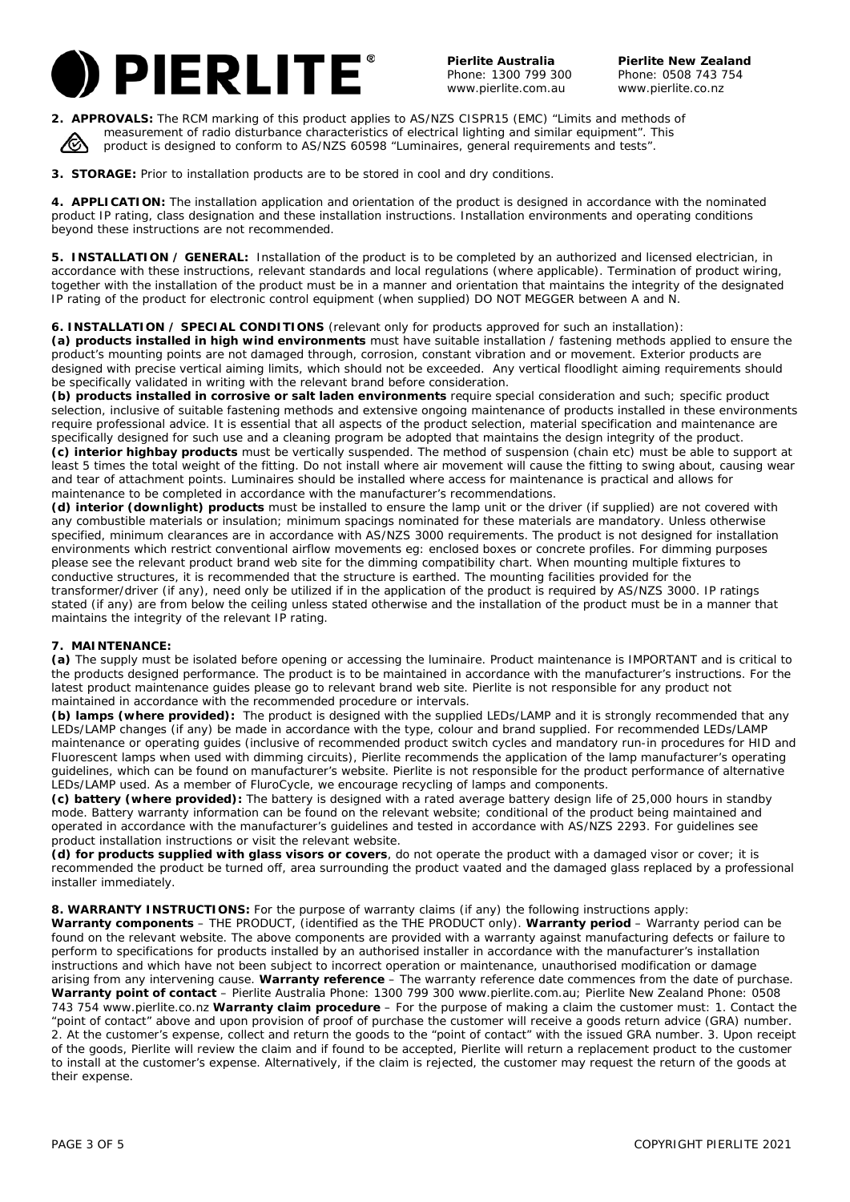**Pierlite Australia**
Phone: 1300 799 300
www.pierlite.com.au

**Pierlite New Zealand**
Phone: 0508 743 754
www.pierlite.co.nz

**2. APPROVALS:** The RCM marking of this product applies to AS/NZS CISPR15 (EMC) "Limits and methods of measurement of radio disturbance characteristics of electrical lighting and similar equipment". This product is designed to conform to AS/NZS 60598 "Luminaires, general requirements and tests".

**3. STORAGE:** Prior to installation products are to be stored in cool and dry conditions.

**4. APPLICATION:** The installation application and orientation of the product is designed in accordance with the nominated product IP rating, class designation and these installation instructions. Installation environments and operating conditions beyond these instructions are not recommended.

**5. INSTALLATION / GENERAL:** Installation of the product is to be completed by an authorized and licensed electrician, in accordance with these instructions, relevant standards and local regulations (where applicable). Termination of product wiring, together with the installation of the product must be in a manner and orientation that maintains the integrity of the designated IP rating of the product for electronic control equipment (when supplied) DO NOT MEGGER between A and N.

**6. INSTALLATION / SPECIAL CONDITIONS** (relevant only for products approved for such an installation):
**(a) products installed in high wind environments** must have suitable installation / fastening methods applied to ensure the product's mounting points are not damaged through, corrosion, constant vibration and or movement. Exterior products are designed with precise vertical aiming limits, which should not be exceeded. Any vertical floodlight aiming requirements should be specifically validated in writing with the relevant brand before consideration.
**(b) products installed in corrosive or salt laden environments** require special consideration and such; specific product selection, inclusive of suitable fastening methods and extensive ongoing maintenance of products installed in these environments require professional advice. It is essential that all aspects of the product selection, material specification and maintenance are specifically designed for such use and a cleaning program be adopted that maintains the design integrity of the product.
**(c) interior highbay products** must be vertically suspended. The method of suspension (chain etc) must be able to support at least 5 times the total weight of the fitting. Do not install where air movement will cause the fitting to swing about, causing wear and tear of attachment points. Luminaires should be installed where access for maintenance is practical and allows for maintenance to be completed in accordance with the manufacturer's recommendations.
**(d) interior (downlight) products** must be installed to ensure the lamp unit or the driver (if supplied) are not covered with any combustible materials or insulation; minimum spacings nominated for these materials are mandatory. Unless otherwise specified, minimum clearances are in accordance with AS/NZS 3000 requirements. The product is not designed for installation environments which restrict conventional airflow movements eg: enclosed boxes or concrete profiles. For dimming purposes please see the relevant product brand web site for the dimming compatibility chart. When mounting multiple fixtures to conductive structures, it is recommended that the structure is earthed. The mounting facilities provided for the transformer/driver (if any), need only be utilized if in the application of the product is required by AS/NZS 3000. IP ratings stated (if any) are from below the ceiling unless stated otherwise and the installation of the product must be in a manner that maintains the integrity of the relevant IP rating.

**7. MAINTENANCE:**
**(a)** The supply must be isolated before opening or accessing the luminaire. Product maintenance is IMPORTANT and is critical to the products designed performance. The product is to be maintained in accordance with the manufacturer's instructions. For the latest product maintenance guides please go to relevant brand web site. Pierlite is not responsible for any product not maintained in accordance with the recommended procedure or intervals.
**(b) lamps (where provided):** The product is designed with the supplied LEDs/LAMP and it is strongly recommended that any LEDs/LAMP changes (if any) be made in accordance with the type, colour and brand supplied. For recommended LEDs/LAMP maintenance or operating guides (inclusive of recommended product switch cycles and mandatory run-in procedures for HID and Fluorescent lamps when used with dimming circuits), Pierlite recommends the application of the lamp manufacturer's operating guidelines, which can be found on manufacturer's website. Pierlite is not responsible for the product performance of alternative LEDs/LAMP used. As a member of FluroCycle, we encourage recycling of lamps and components.
**(c) battery (where provided):** The battery is designed with a rated average battery design life of 25,000 hours in standby mode. Battery warranty information can be found on the relevant website; conditional of the product being maintained and operated in accordance with the manufacturer's guidelines and tested in accordance with AS/NZS 2293. For guidelines see product installation instructions or visit the relevant website.
**(d) for products supplied with glass visors or covers**, do not operate the product with a damaged visor or cover; it is recommended the product be turned off, area surrounding the product vaated and the damaged glass replaced by a professional installer immediately.

**8. WARRANTY INSTRUCTIONS:** For the purpose of warranty claims (if any) the following instructions apply:
**Warranty components** – THE PRODUCT, (identified as the THE PRODUCT only). **Warranty period** – Warranty period can be found on the relevant website. The above components are provided with a warranty against manufacturing defects or failure to perform to specifications for products installed by an authorised installer in accordance with the manufacturer's installation instructions and which have not been subject to incorrect operation or maintenance, unauthorised modification or damage arising from any intervening cause. **Warranty reference** – The warranty reference date commences from the date of purchase. **Warranty point of contact** – Pierlite Australia Phone: 1300 799 300 www.pierlite.com.au; Pierlite New Zealand Phone: 0508 743 754 www.pierlite.co.nz **Warranty claim procedure** – For the purpose of making a claim the customer must: 1. Contact the "point of contact" above and upon provision of proof of purchase the customer will receive a goods return advice (GRA) number. 2. At the customer's expense, collect and return the goods to the "point of contact" with the issued GRA number. 3. Upon receipt of the goods, Pierlite will review the claim and if found to be accepted, Pierlite will return a replacement product to the customer to install at the customer's expense. Alternatively, if the claim is rejected, the customer may request the return of the goods at their expense.

COPYRIGHT PIERLITE 2021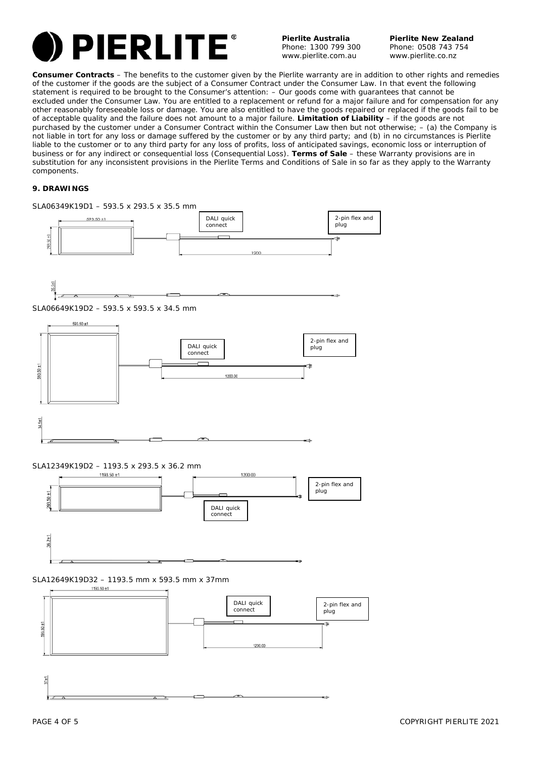**Pierlite Australia**
Phone: 1300 799 300
www.pierlite.com.au

**Pierlite New Zealand**
Phone: 0508 743 754
www.pierlite.co.nz

**Consumer Contracts** – The benefits to the customer given by the Pierlite warranty are in addition to other rights and remedies of the customer if the goods are the subject of a Consumer Contract under the Consumer Law. In that event the following statement is required to be brought to the Consumer's attention: – Our goods come with guarantees that cannot be excluded under the Consumer Law. You are entitled to a replacement or refund for a major failure and for compensation for any other reasonably foreseeable loss or damage. You are also entitled to have the goods repaired or replaced if the goods fail to be of acceptable quality and the failure does not amount to a major failure. **Limitation of Liability** – if the goods are not purchased by the customer under a Consumer Contract within the Consumer Law then but not otherwise; – (a) the Company is not liable in tort for any loss or damage suffered by the customer or by any third party; and (b) in no circumstances is Pierlite liable to the customer or to any third party for any loss of profits, loss of anticipated savings, economic loss or interruption of business or for any indirect or consequential loss (Consequential Loss). **Terms of Sale** – these Warranty provisions are in substitution for any inconsistent provisions in the Pierlite Terms and Conditions of Sale in so far as they apply to the Warranty components.

**9. DRAWINGS**

SLA06349K19D1 – 593.5 x 293.5 x 35.5 mm

593.50 ±1 | 293.50 ±1 | 35.5±1 | 1200 | DALI quick connect | 2-pin flex and plug

SLA06649K19D2 – 593.5 x 593.5 x 34.5 mm

593.50 ±1 | 593.50 ±1 | 34.5±1 | 1200.00 | DALI quick connect | 2-pin flex and plug

SLA12349K19D2 – 1193.5 x 293.5 x 36.2 mm

1193.50 ±1 | 293.50 ±1 | 36.2±1 | 1200.00 | DALI quick connect | 2-pin flex and plug

SLA12649K19D32 – 1193.5 mm x 593.5 mm x 37mm

1193.50 ±1 | 593.50 ±1 | 37±1 | 1200.00 | DALI quick connect | 2-pin flex and plug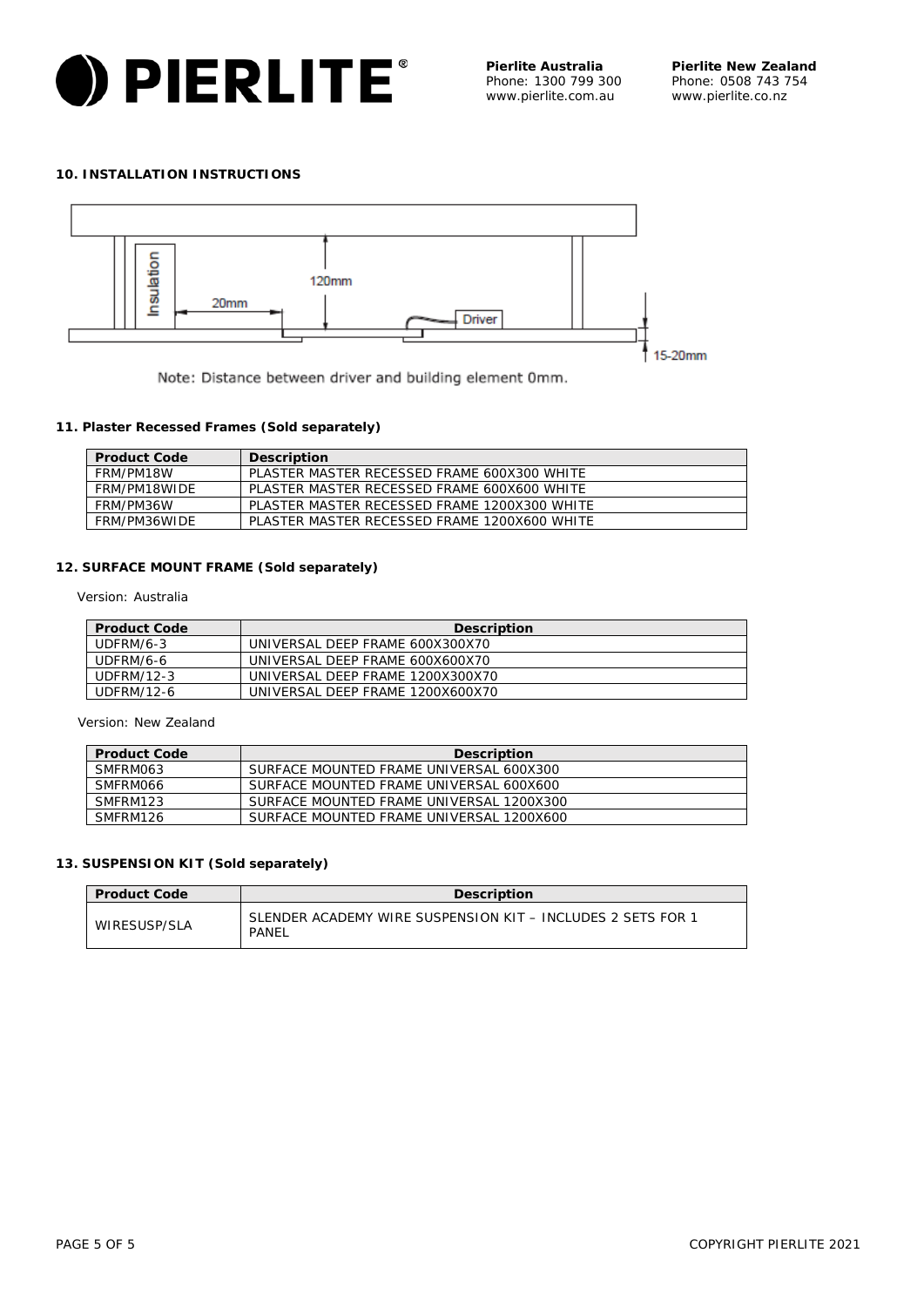### 10. INSTALLATION INSTRUCTIONS

Insulation

120mm

20mm

Driver

15-20mm

Note: Distance between driver and building element 0mm.

### 11. Plaster Recessed Frames (Sold separately)

| Product Code | Description |
|---|---|
| FRM/PM18W | PLASTER MASTER RECESSED FRAME 600X300 WHITE |
| FRM/PM18WIDE | PLASTER MASTER RECESSED FRAME 600X600 WHITE |
| FRM/PM36W | PLASTER MASTER RECESSED FRAME 1200X300 WHITE |
| FRM/PM36WIDE | PLASTER MASTER RECESSED FRAME 1200X600 WHITE |

### 12. SURFACE MOUNT FRAME (Sold separately)

Version: Australia

| Product Code | Description |
|---|---|
| UDFRM/6-3 | UNIVERSAL DEEP FRAME 600X300X70 |
| UDFRM/6-6 | UNIVERSAL DEEP FRAME 600X600X70 |
| UDFRM/12-3 | UNIVERSAL DEEP FRAME 1200X300X70 |
| UDFRM/12-6 | UNIVERSAL DEEP FRAME 1200X600X70 |

Version: New Zealand

| Product Code | Description |
|---|---|
| SMFRM063 | SURFACE MOUNTED FRAME UNIVERSAL 600X300 |
| SMFRM066 | SURFACE MOUNTED FRAME UNIVERSAL 600X600 |
| SMFRM123 | SURFACE MOUNTED FRAME UNIVERSAL 1200X300 |
| SMFRM126 | SURFACE MOUNTED FRAME UNIVERSAL 1200X600 |

### 13. SUSPENSION KIT (Sold separately)

| Product Code | Description |
|---|---|
| WIRESUSP/SLA | SLENDER ACADEMY WIRE SUSPENSION KIT – INCLUDES 2 SETS FOR 1 PANEL |